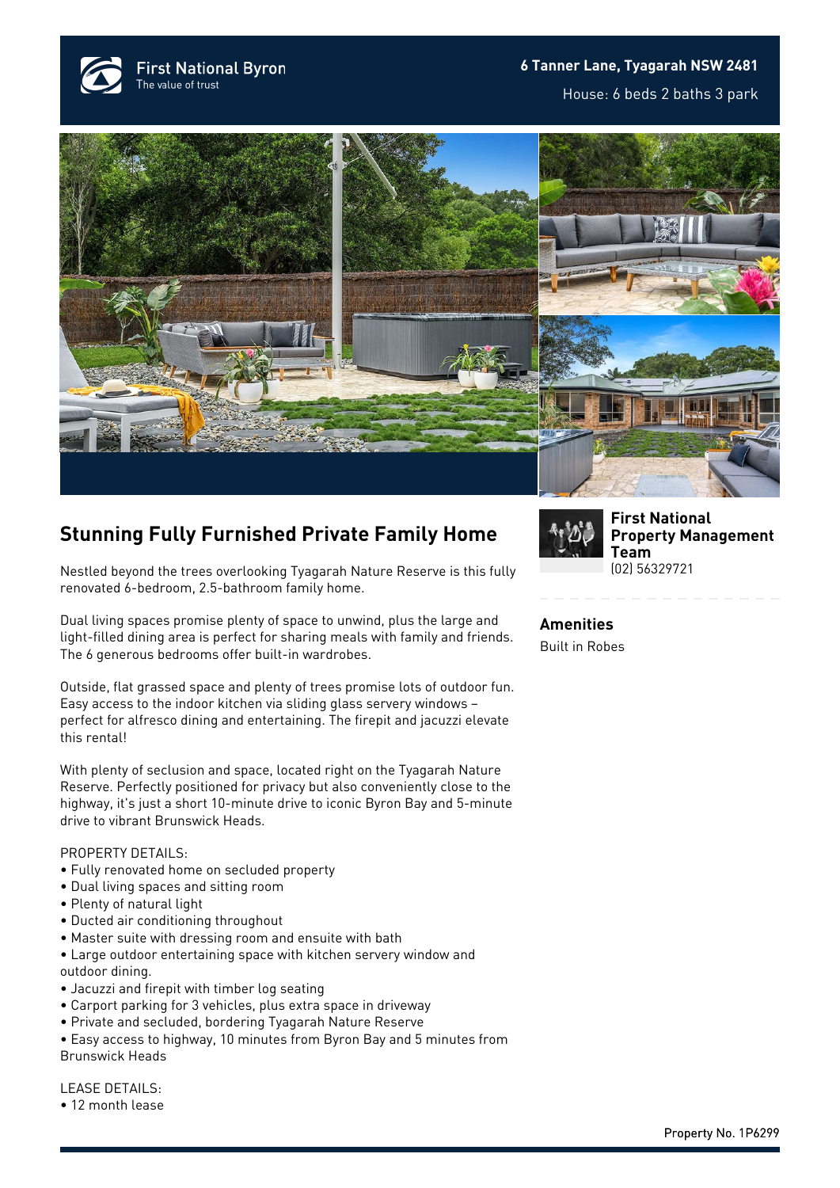First National Byron
The value of trust

**6 Tanner Lane, Tyagarah NSW 2481**

House: 6 beds 2 baths 3 park

## Stunning Fully Furnished Private Family Home

Nestled beyond the trees overlooking Tyagarah Nature Reserve is this fully renovated 6-bedroom, 2.5-bathroom family home.

Dual living spaces promise plenty of space to unwind, plus the large and light-filled dining area is perfect for sharing meals with family and friends. The 6 generous bedrooms offer built-in wardrobes.

Outside, flat grassed space and plenty of trees promise lots of outdoor fun. Easy access to the indoor kitchen via sliding glass servery windows – perfect for alfresco dining and entertaining. The firepit and jacuzzi elevate this rental!

With plenty of seclusion and space, located right on the Tyagarah Nature Reserve. Perfectly positioned for privacy but also conveniently close to the highway, it's just a short 10-minute drive to iconic Byron Bay and 5-minute drive to vibrant Brunswick Heads.

PROPERTY DETAILS:

- Fully renovated home on secluded property
- Dual living spaces and sitting room
- Plenty of natural light
- Ducted air conditioning throughout
- Master suite with dressing room and ensuite with bath
- Large outdoor entertaining space with kitchen servery window and outdoor dining.
- Jacuzzi and firepit with timber log seating
- Carport parking for 3 vehicles, plus extra space in driveway
- Private and secluded, bordering Tyagarah Nature Reserve
- Easy access to highway, 10 minutes from Byron Bay and 5 minutes from Brunswick Heads

LEASE DETAILS:

- 12 month lease

**First National Property Management Team**
(02) 56329721

### Amenities

Built in Robes

Property No. 1P6299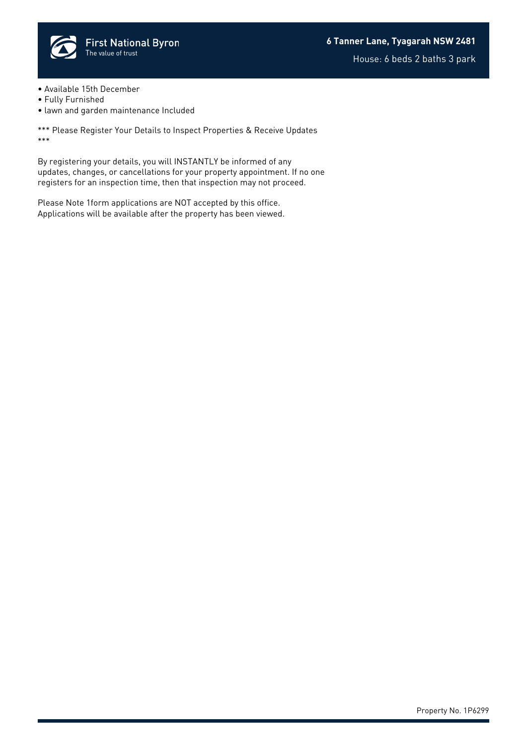- Available 15th December
- Fully Furnished
- lawn and garden maintenance Included

*** Please Register Your Details to Inspect Properties & Receive Updates ***

By registering your details, you will INSTANTLY be informed of any updates, changes, or cancellations for your property appointment. If no one registers for an inspection time, then that inspection may not proceed.

Please Note 1form applications are NOT accepted by this office. Applications will be available after the property has been viewed.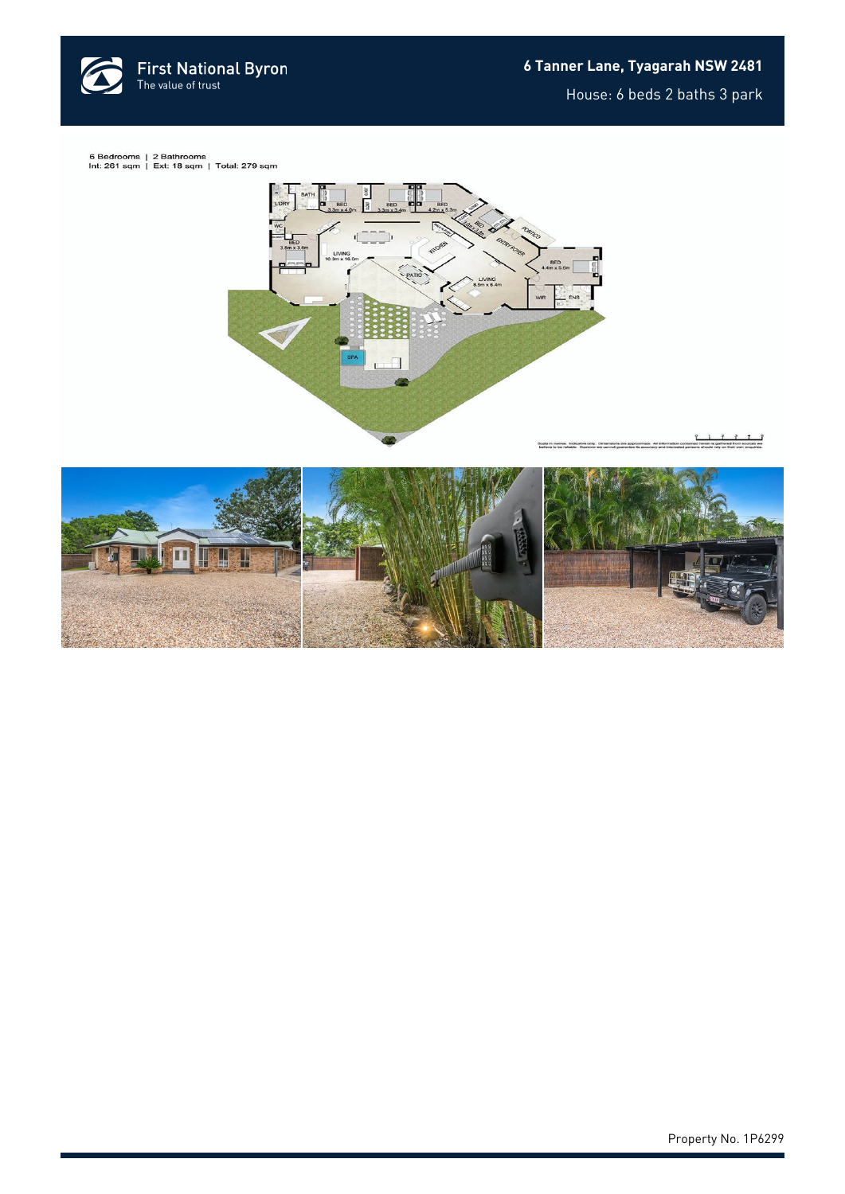First National Byron
The value of trust

**6 Tanner Lane, Tyagarah NSW 2481**

House: 6 beds 2 baths 3 park

6 Bedrooms | 2 Bathrooms
Int: 261 sqm | Ext: 18 sqm | Total: 279 sqm

Property No. 1P6299